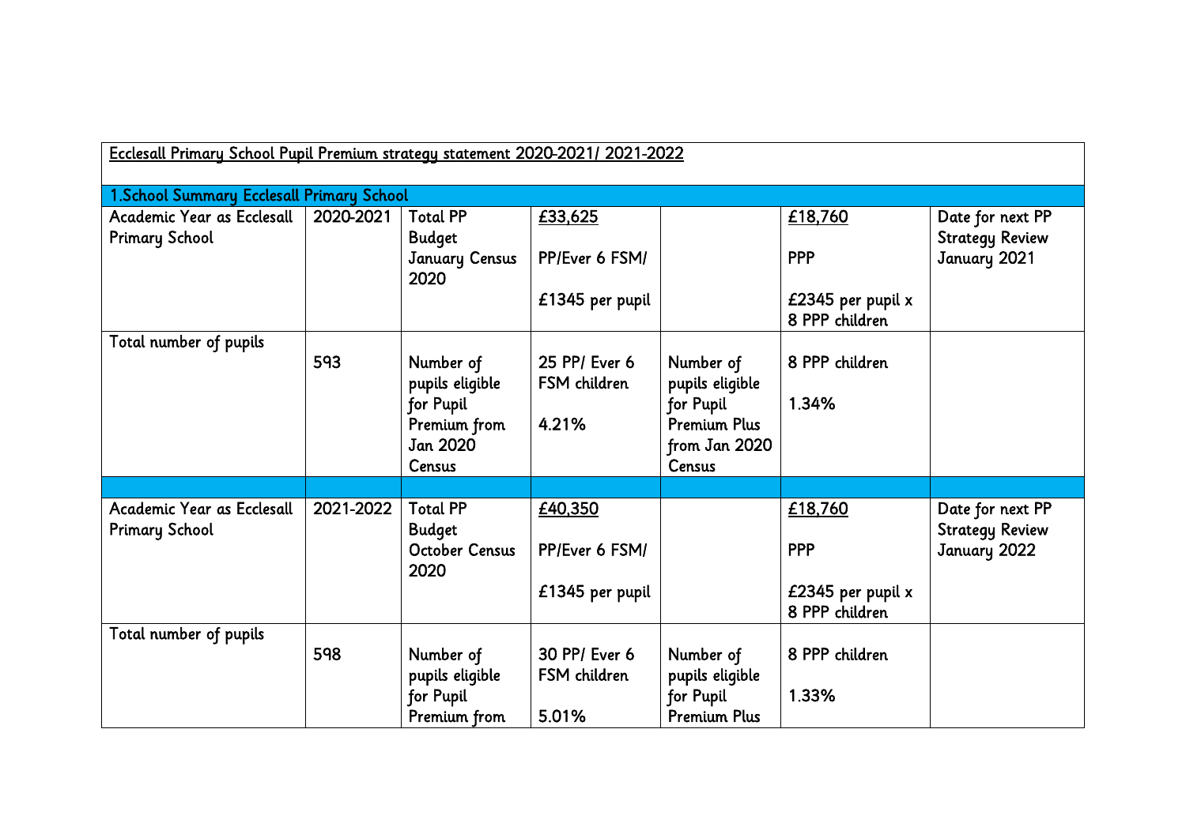Ecclesall Primary School Pupil Premium strategy statement 2020-2021/ 2021-2022

| 1.School Summary Ecclesall Primary School | | | | | | |
|---|---|---|---|---|---|---|
| Academic Year as Ecclesall Primary School | 2020-2021 | Total PP Budget January Census 2020 | £33,625<br><br>PP/Ever 6 FSM/<br><br>£1345 per pupil | | £18,760<br><br>PPP<br><br>£2345 per pupil x 8 PPP children | Date for next PP Strategy Review January 2021 |
| Total number of pupils | 593 | Number of pupils eligible for Pupil Premium from Jan 2020 Census | 25 PP/ Ever 6 FSM children<br><br>4.21% | Number of pupils eligible for Pupil Premium Plus from Jan 2020 Census | 8 PPP children<br><br>1.34% | |
| | | | | | | |
| Academic Year as Ecclesall Primary School | 2021-2022 | Total PP Budget October Census 2020 | £40,350<br><br>PP/Ever 6 FSM/<br><br>£1345 per pupil | | £18,760<br><br>PPP<br><br>£2345 per pupil x 8 PPP children | Date for next PP Strategy Review January 2022 |
| Total number of pupils | 598 | Number of pupils eligible for Pupil Premium from | 30 PP/ Ever 6 FSM children<br><br>5.01% | Number of pupils eligible for Pupil Premium Plus | 8 PPP children<br><br>1.33% | |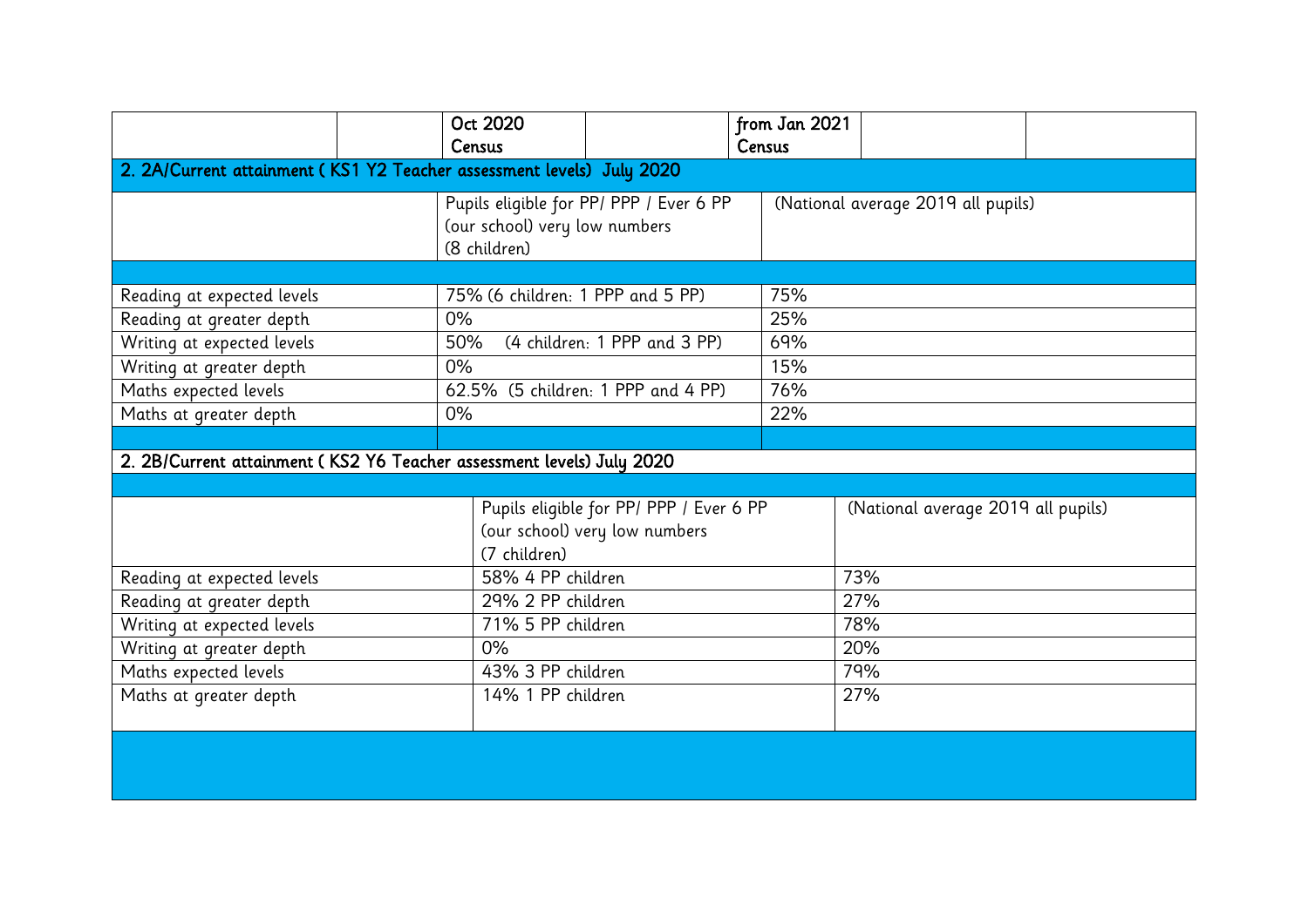| | | Oct 2020 Census | | from Jan 2021 Census | | |
|---|---|---|---|---|---|---|

| 2. 2A/Current attainment ( KS1 Y2 Teacher assessment levels) July 2020 | | |
|---|---|---|
| | Pupils eligible for PP/ PPP / Ever 6 PP (our school) very low numbers (8 children) | (National average 2019 all pupils) |
| | | |
| Reading at expected levels | 75% (6 children: 1 PPP and 5 PP) | 75% |
| Reading at greater depth | 0% | 25% |
| Writing at expected levels | 50% (4 children: 1 PPP and 3 PP) | 69% |
| Writing at greater depth | 0% | 15% |
| Maths expected levels | 62.5% (5 children: 1 PPP and 4 PP) | 76% |
| Maths at greater depth | 0% | 22% |

| 2. 2B/Current attainment ( KS2 Y6 Teacher assessment levels) July 2020 | | |
|---|---|---|
| | Pupils eligible for PP/ PPP / Ever 6 PP (our school) very low numbers (7 children) | (National average 2019 all pupils) |
| Reading at expected levels | 58% 4 PP children | 73% |
| Reading at greater depth | 29% 2 PP children | 27% |
| Writing at expected levels | 71% 5 PP children | 78% |
| Writing at greater depth | 0% | 20% |
| Maths expected levels | 43% 3 PP children | 79% |
| Maths at greater depth | 14% 1 PP children | 27% |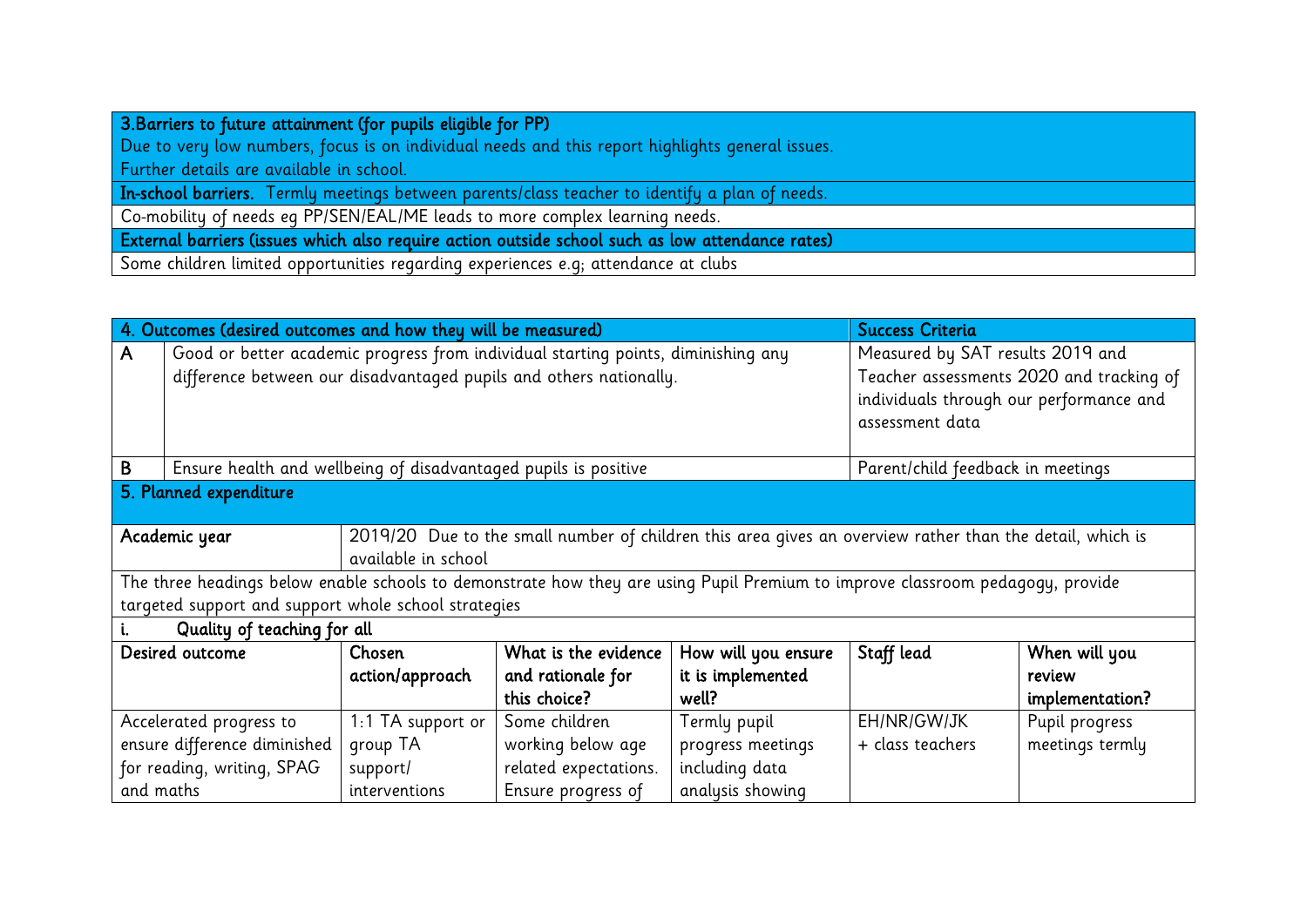| 3.Barriers to future attainment (for pupils eligible for PP) |
|---|
| Due to very low numbers, focus is on individual needs and this report highlights general issues. |
| Further details are available in school. |
| **In-school barriers.** Termly meetings between parents/class teacher to identify a plan of needs. |
| Co-mobility of needs eg PP/SEN/EAL/ME leads to more complex learning needs. |
| **External barriers (issues which also require action outside school such as low attendance rates)** |
| Some children limited opportunities regarding experiences e.g; attendance at clubs |

| 4. Outcomes (desired outcomes and how they will be measured) | | Success Criteria |
|---|---|---|
| A | Good or better academic progress from individual starting points, diminishing any difference between our disadvantaged pupils and others nationally. | Measured by SAT results 2019 and Teacher assessments 2020 and tracking of individuals through our performance and assessment data |
| B | Ensure health and wellbeing of disadvantaged pupils is positive | Parent/child feedback in meetings |

| 5. Planned expenditure | | | | | |
|---|---|---|---|---|---|
| **Academic year** | 2019/20 Due to the small number of children this area gives an overview rather than the detail, which is available in school | | | | |
| The three headings below enable schools to demonstrate how they are using Pupil Premium to improve classroom pedagogy, provide targeted support and support whole school strategies | | | | | |
| **i. Quality of teaching for all** | | | | | |
| **Desired outcome** | **Chosen action/approach** | **What is the evidence and rationale for this choice?** | **How will you ensure it is implemented well?** | **Staff lead** | **When will you review implementation?** |
| Accelerated progress to ensure difference diminished for reading, writing, SPAG and maths | 1:1 TA support or group TA support/ interventions | Some children working below age related expectations. Ensure progress of | Termly pupil progress meetings including data analysis showing | EH/NR/GW/JK + class teachers | Pupil progress meetings termly |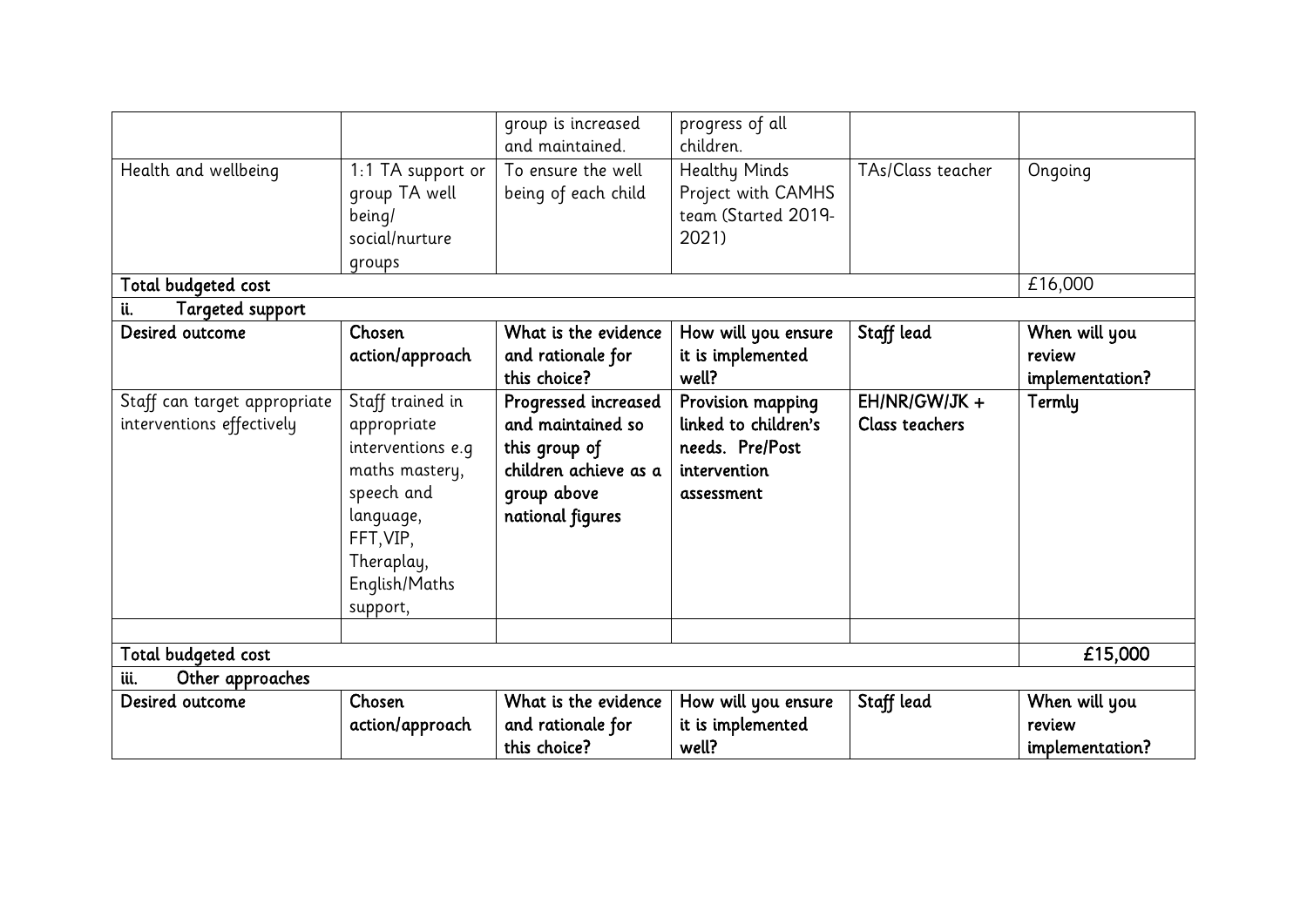| | | group is increased and maintained. | progress of all children. | | |
|---|---|---|---|---|---|
| Health and wellbeing | 1:1 TA support or group TA well being/ social/nurture groups | To ensure the well being of each child | Healthy Minds Project with CAMHS team (Started 2019-2021) | TAs/Class teacher | Ongoing |
| **Total budgeted cost** | | | | | £16,000 |
| **ii. Targeted support** | | | | | |
| **Desired outcome** | **Chosen action/approach** | **What is the evidence and rationale for this choice?** | **How will you ensure it is implemented well?** | **Staff lead** | **When will you review implementation?** |
| Staff can target appropriate interventions effectively | Staff trained in appropriate interventions e.g maths mastery, speech and language, FFT, VIP, Theraplay, English/Maths support, | **Progressed increased and maintained so this group of children achieve as a group above national figures** | **Provision mapping linked to children's needs. Pre/Post intervention assessment** | **EH/NR/GW/JK + Class teachers** | **Termly** |
| | | | | | |
| **Total budgeted cost** | | | | | **£15,000** |
| **iii. Other approaches** | | | | | |
| **Desired outcome** | **Chosen action/approach** | **What is the evidence and rationale for this choice?** | **How will you ensure it is implemented well?** | **Staff lead** | **When will you review implementation?** |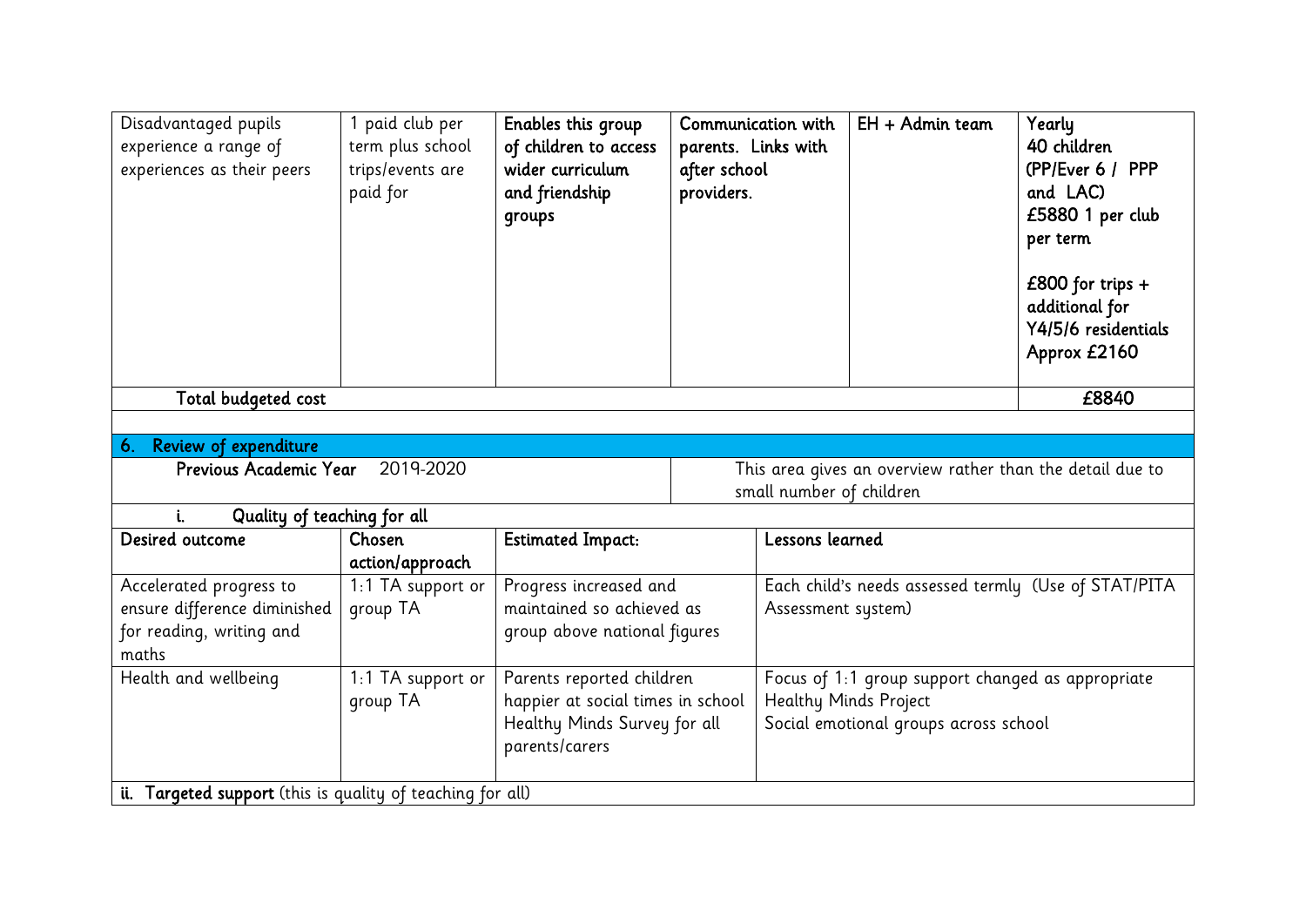| Disadvantaged pupils experience a range of experiences as their peers | 1 paid club per term plus school trips/events are paid for | Enables this group of children to access wider curriculum and friendship groups | Communication with parents. Links with after school providers. | EH + Admin team | Yearly<br>40 children (PP/Ever 6 / PPP and LAC)<br>£5880 1 per club per term<br><br>£800 for trips + additional for Y4/5/6 residentials<br>Approx £2160 |
|---|---|---|---|---|---|
| Total budgeted cost | | | | | £8840 |

## 6. Review of expenditure

| Previous Academic Year 2019-2020 | | This area gives an overview rather than the detail due to small number of children |
|---|---|---|
| **i. Quality of teaching for all** | | | |

| Desired outcome | Chosen action/approach | Estimated Impact: | Lessons learned |
|---|---|---|---|
| Accelerated progress to ensure difference diminished for reading, writing and maths | 1:1 TA support or group TA | Progress increased and maintained so achieved as group above national figures | Each child's needs assessed termly (Use of STAT/PITA Assessment system) |
| Health and wellbeing | 1:1 TA support or group TA | Parents reported children happier at social times in school<br>Healthy Minds Survey for all parents/carers | Focus of 1:1 group support changed as appropriate<br>Healthy Minds Project<br>Social emotional groups across school |

**ii. Targeted support** (this is quality of teaching for all)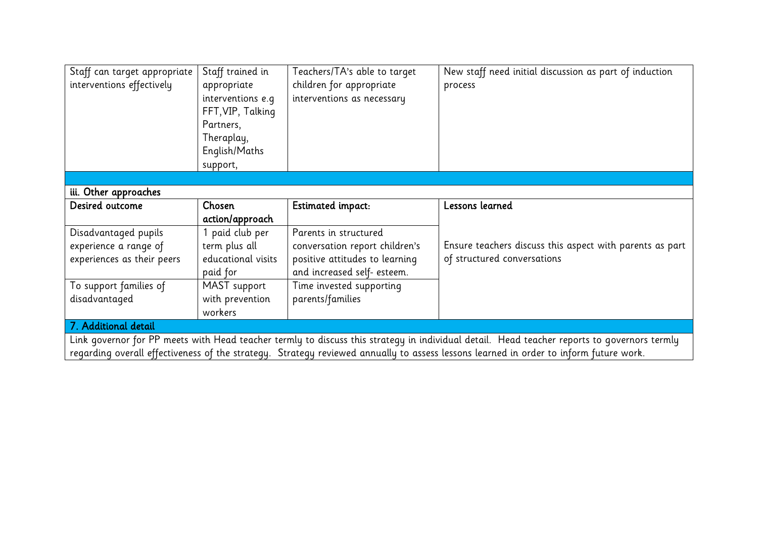| | | | |
|---|---|---|---|
| Staff can target appropriate interventions effectively | Staff trained in appropriate interventions e.g FFT, VIP, Talking Partners, Theraplay, English/Maths support, | Teachers/TA's able to target children for appropriate interventions as necessary | New staff need initial discussion as part of induction process |

**iii. Other approaches**

| Desired outcome | Chosen action/approach | Estimated impact: | Lessons learned |
|---|---|---|---|
| Disadvantaged pupils experience a range of experiences as their peers | 1 paid club per term plus all educational visits paid for | Parents in structured conversation report children's positive attitudes to learning and increased self- esteem. | Ensure teachers discuss this aspect with parents as part of structured conversations |
| To support families of disadvantaged | MAST support with prevention workers | Time invested supporting parents/families | |

**7. Additional detail**

Link governor for PP meets with Head teacher termly to discuss this strategy in individual detail. Head teacher reports to governors termly regarding overall effectiveness of the strategy. Strategy reviewed annually to assess lessons learned in order to inform future work.